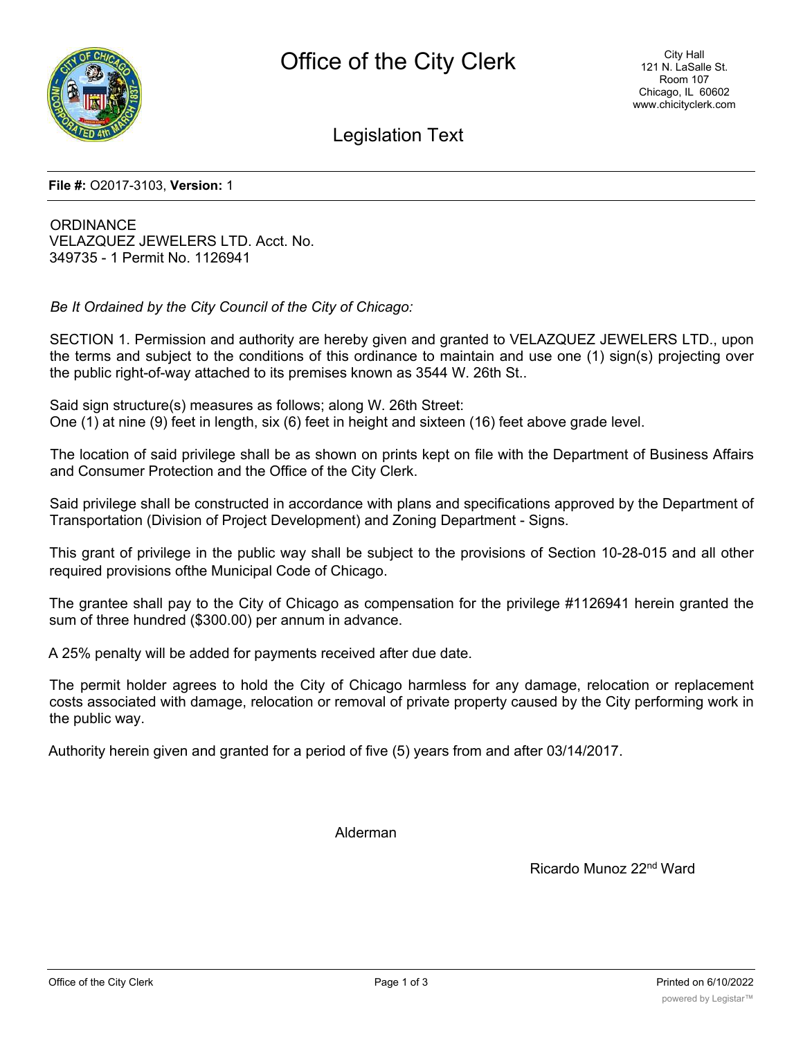# Office of the City Clerk

City Hall
121 N. LaSalle St.
Room 107
Chicago, IL 60602
www.chicityclerk.com

## Legislation Text

**File #:** O2017-3103, **Version:** 1

ORDINANCE
VELAZQUEZ JEWELERS LTD. Acct. No. 349735 - 1 Permit No. 1126941

*Be It Ordained by the City Council of the City of Chicago:*

SECTION 1. Permission and authority are hereby given and granted to VELAZQUEZ JEWELERS LTD., upon the terms and subject to the conditions of this ordinance to maintain and use one (1) sign(s) projecting over the public right-of-way attached to its premises known as 3544 W. 26th St..

Said sign structure(s) measures as follows; along W. 26th Street:
One (1) at nine (9) feet in length, six (6) feet in height and sixteen (16) feet above grade level.

The location of said privilege shall be as shown on prints kept on file with the Department of Business Affairs and Consumer Protection and the Office of the City Clerk.

Said privilege shall be constructed in accordance with plans and specifications approved by the Department of Transportation (Division of Project Development) and Zoning Department - Signs.

This grant of privilege in the public way shall be subject to the provisions of Section 10-28-015 and all other required provisions ofthe Municipal Code of Chicago.

The grantee shall pay to the City of Chicago as compensation for the privilege #1126941 herein granted the sum of three hundred ($300.00) per annum in advance.

A 25% penalty will be added for payments received after due date.

The permit holder agrees to hold the City of Chicago harmless for any damage, relocation or replacement costs associated with damage, relocation or removal of private property caused by the City performing work in the public way.

Authority herein given and granted for a period of five (5) years from and after 03/14/2017.

Alderman

Ricardo Munoz 22nd Ward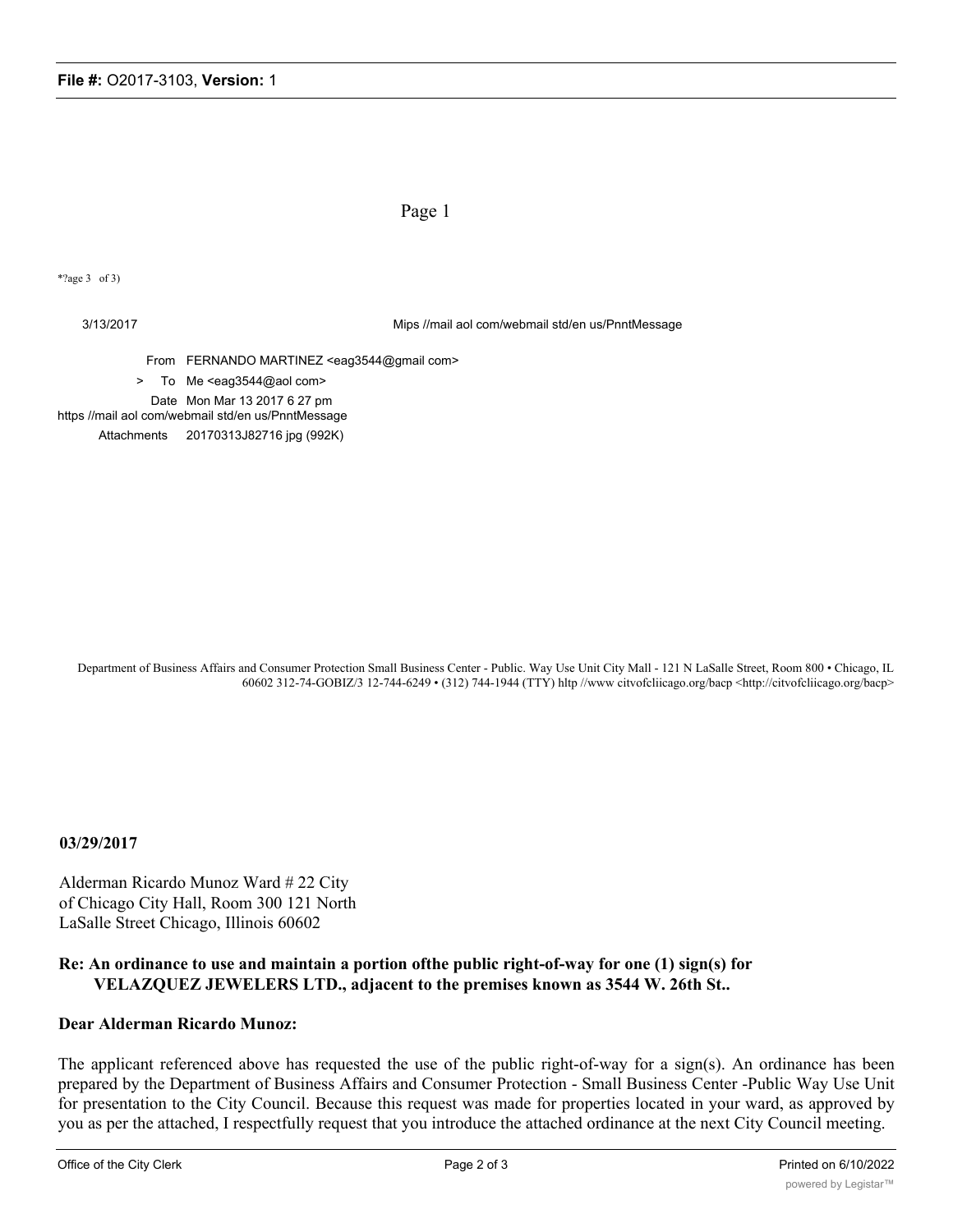Page 1

*?age 3 of 3)

3/13/2017 Mips //mail aol com/webmail std/en us/PnntMessage

From FERNANDO MARTINEZ <eag3544@gmail com>

> To Me <eag3544@aol com>

Date Mon Mar 13 2017 6 27 pm

https //mail aol com/webmail std/en us/PnntMessage

Attachments 20170313J82716 jpg (992K)

Department of Business Affairs and Consumer Protection Small Business Center - Public. Way Use Unit City Mall - 121 N LaSalle Street, Room 800 • Chicago, IL 60602 312-74-GOBIZ/3 12-744-6249 • (312) 744-1944 (TTY) hltp //www citvofcliicago.org/bacp <http://citvofcliicago.org/bacp>

**03/29/2017**

Alderman Ricardo Munoz Ward # 22 City of Chicago City Hall, Room 300 121 North LaSalle Street Chicago, Illinois 60602

**Re: An ordinance to use and maintain a portion ofthe public right-of-way for one (1) sign(s) for VELAZQUEZ JEWELERS LTD., adjacent to the premises known as 3544 W. 26th St..**

**Dear Alderman Ricardo Munoz:**

The applicant referenced above has requested the use of the public right-of-way for a sign(s). An ordinance has been prepared by the Department of Business Affairs and Consumer Protection - Small Business Center -Public Way Use Unit for presentation to the City Council. Because this request was made for properties located in your ward, as approved by you as per the attached, I respectfully request that you introduce the attached ordinance at the next City Council meeting.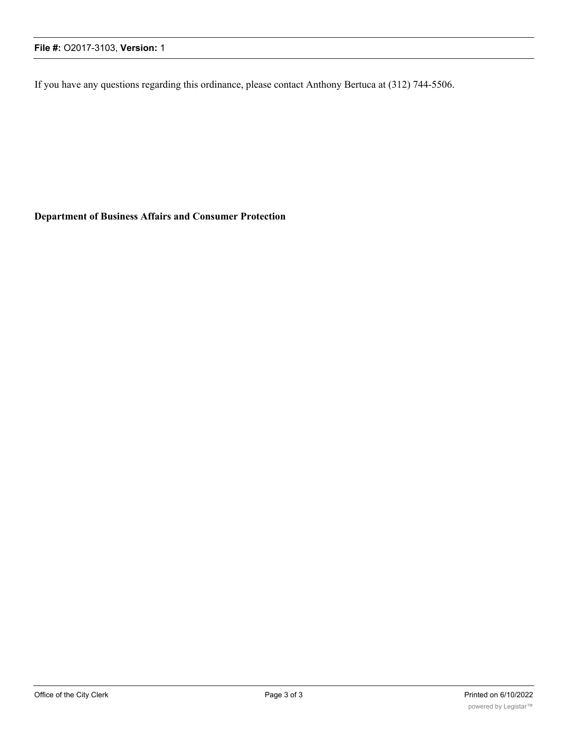If you have any questions regarding this ordinance, please contact Anthony Bertuca at (312) 744-5506.

**Department of Business Affairs and Consumer Protection**